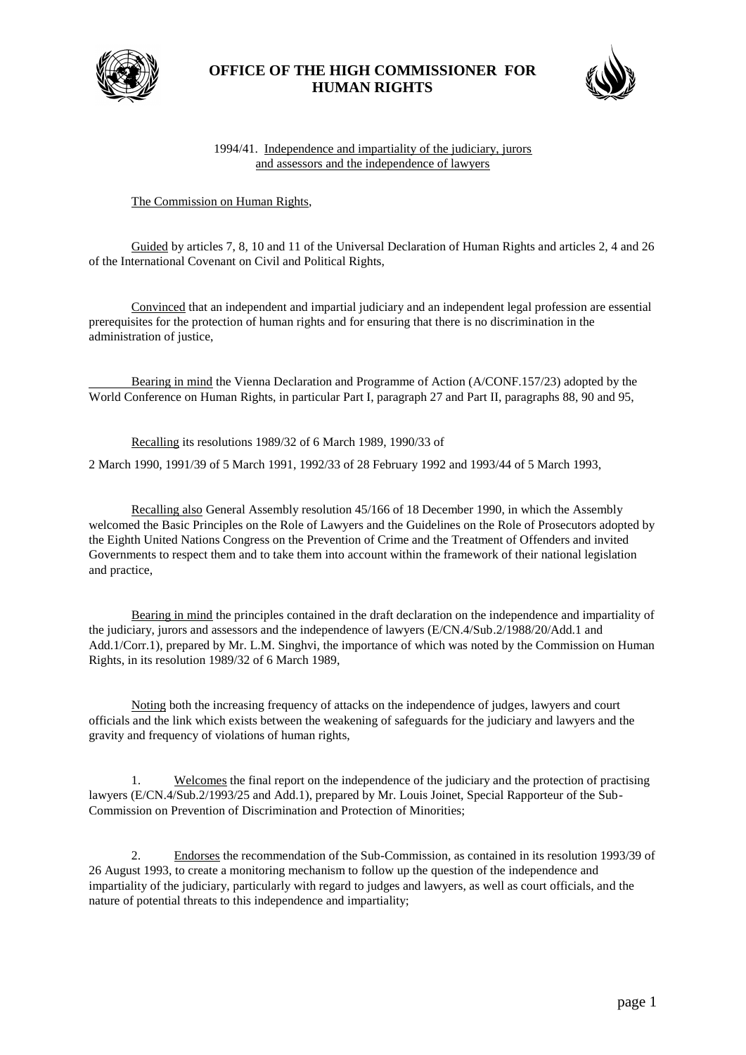# OFFICE OF THE HIGH COMMISSIONER FOR HUMAN RIGHTS

1994/41. Independence and impartiality of the judiciary, jurors and assessors and the independence of lawyers

The Commission on Human Rights,

Guided by articles 7, 8, 10 and 11 of the Universal Declaration of Human Rights and articles 2, 4 and 26 of the International Covenant on Civil and Political Rights,

Convinced that an independent and impartial judiciary and an independent legal profession are essential prerequisites for the protection of human rights and for ensuring that there is no discrimination in the administration of justice,

Bearing in mind the Vienna Declaration and Programme of Action (A/CONF.157/23) adopted by the World Conference on Human Rights, in particular Part I, paragraph 27 and Part II, paragraphs 88, 90 and 95,

Recalling its resolutions 1989/32 of 6 March 1989, 1990/33 of 2 March 1990, 1991/39 of 5 March 1991, 1992/33 of 28 February 1992 and 1993/44 of 5 March 1993,

Recalling also General Assembly resolution 45/166 of 18 December 1990, in which the Assembly welcomed the Basic Principles on the Role of Lawyers and the Guidelines on the Role of Prosecutors adopted by the Eighth United Nations Congress on the Prevention of Crime and the Treatment of Offenders and invited Governments to respect them and to take them into account within the framework of their national legislation and practice,

Bearing in mind the principles contained in the draft declaration on the independence and impartiality of the judiciary, jurors and assessors and the independence of lawyers (E/CN.4/Sub.2/1988/20/Add.1 and Add.1/Corr.1), prepared by Mr. L.M. Singhvi, the importance of which was noted by the Commission on Human Rights, in its resolution 1989/32 of 6 March 1989,

Noting both the increasing frequency of attacks on the independence of judges, lawyers and court officials and the link which exists between the weakening of safeguards for the judiciary and lawyers and the gravity and frequency of violations of human rights,

1. Welcomes the final report on the independence of the judiciary and the protection of practising lawyers (E/CN.4/Sub.2/1993/25 and Add.1), prepared by Mr. Louis Joinet, Special Rapporteur of the Sub-Commission on Prevention of Discrimination and Protection of Minorities;

2. Endorses the recommendation of the Sub-Commission, as contained in its resolution 1993/39 of 26 August 1993, to create a monitoring mechanism to follow up the question of the independence and impartiality of the judiciary, particularly with regard to judges and lawyers, as well as court officials, and the nature of potential threats to this independence and impartiality;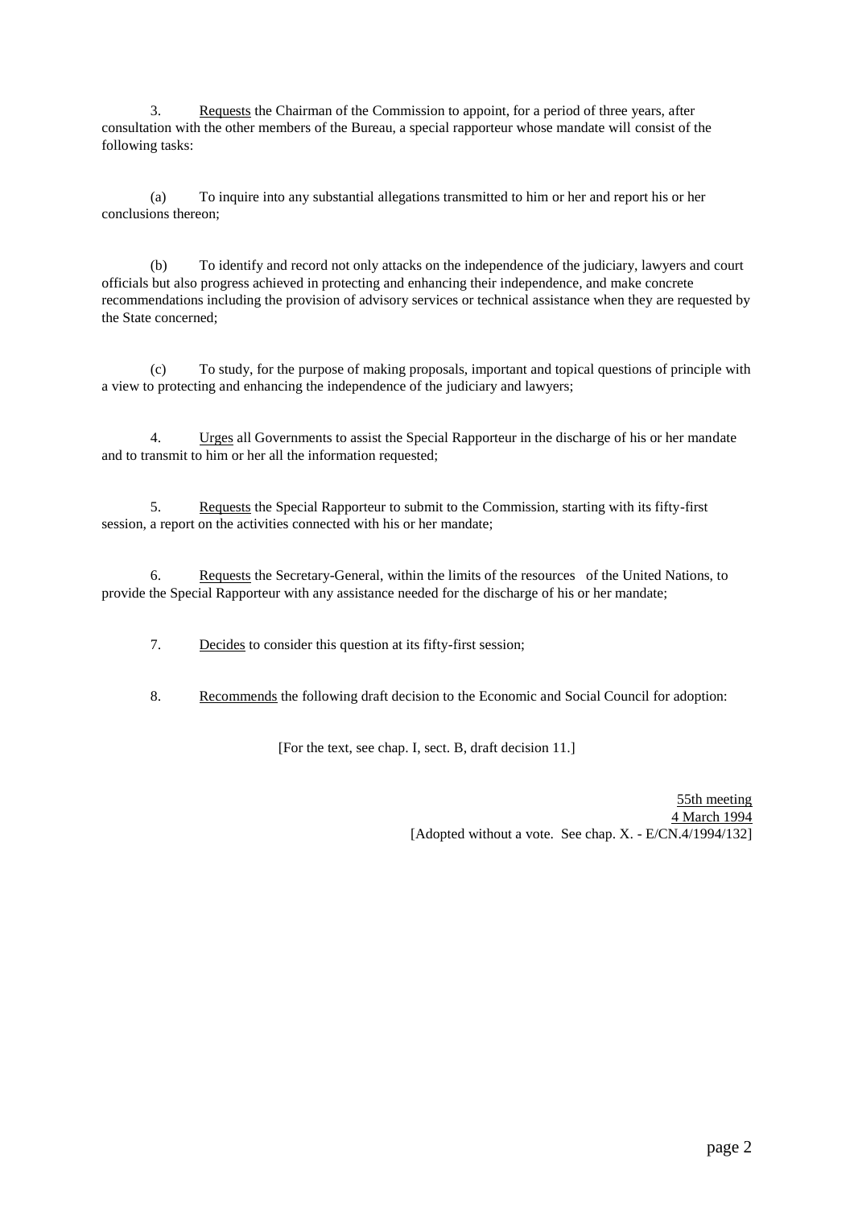3. Requests the Chairman of the Commission to appoint, for a period of three years, after consultation with the other members of the Bureau, a special rapporteur whose mandate will consist of the following tasks:

(a) To inquire into any substantial allegations transmitted to him or her and report his or her conclusions thereon;

(b) To identify and record not only attacks on the independence of the judiciary, lawyers and court officials but also progress achieved in protecting and enhancing their independence, and make concrete recommendations including the provision of advisory services or technical assistance when they are requested by the State concerned;

(c) To study, for the purpose of making proposals, important and topical questions of principle with a view to protecting and enhancing the independence of the judiciary and lawyers;

4. Urges all Governments to assist the Special Rapporteur in the discharge of his or her mandate and to transmit to him or her all the information requested;

5. Requests the Special Rapporteur to submit to the Commission, starting with its fifty-first session, a report on the activities connected with his or her mandate;

6. Requests the Secretary-General, within the limits of the resources of the United Nations, to provide the Special Rapporteur with any assistance needed for the discharge of his or her mandate;

7. Decides to consider this question at its fifty-first session;

8. Recommends the following draft decision to the Economic and Social Council for adoption:

[For the text, see chap. I, sect. B, draft decision 11.]

55th meeting
4 March 1994
[Adopted without a vote. See chap. X. - E/CN.4/1994/132]